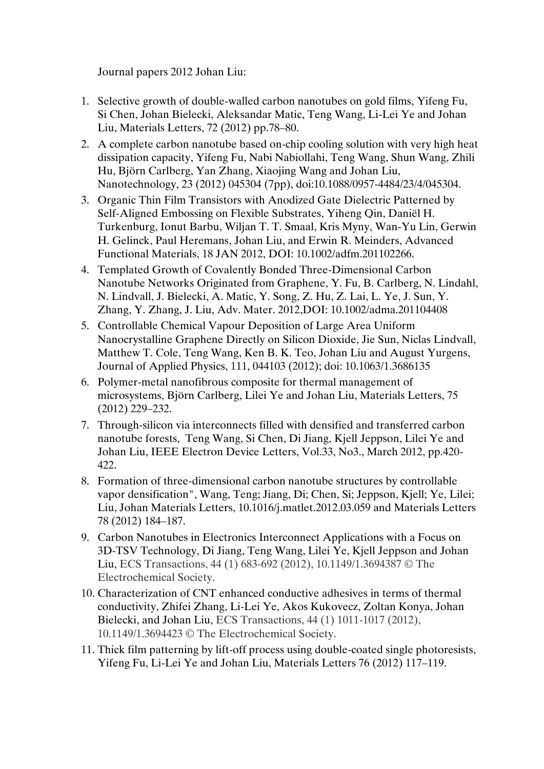Journal papers 2012 Johan Liu:

1. Selective growth of double-walled carbon nanotubes on gold films, Yifeng Fu, Si Chen, Johan Bielecki, Aleksandar Matic, Teng Wang, Li-Lei Ye and Johan Liu, Materials Letters, 72 (2012) pp.78–80.
2. A complete carbon nanotube based on-chip cooling solution with very high heat dissipation capacity, Yifeng Fu, Nabi Nabiollahi, Teng Wang, Shun Wang, Zhili Hu, Björn Carlberg, Yan Zhang, Xiaojing Wang and Johan Liu, Nanotechnology, 23 (2012) 045304 (7pp), doi:10.1088/0957-4484/23/4/045304.
3. Organic Thin Film Transistors with Anodized Gate Dielectric Patterned by Self-Aligned Embossing on Flexible Substrates, Yiheng Qin, Daniël H. Turkenburg, Ionut Barbu, Wiljan T. T. Smaal, Kris Myny, Wan-Yu Lin, Gerwin H. Gelinck, Paul Heremans, Johan Liu, and Erwin R. Meinders, Advanced Functional Materials, 18 JAN 2012, DOI: 10.1002/adfm.201102266.
4. Templated Growth of Covalently Bonded Three-Dimensional Carbon Nanotube Networks Originated from Graphene, Y. Fu, B. Carlberg, N. Lindahl, N. Lindvall, J. Bielecki, A. Matic, Y. Song, Z. Hu, Z. Lai, L. Ye, J. Sun, Y. Zhang, Y. Zhang, J. Liu, Adv. Mater. 2012,DOI: 10.1002/adma.201104408
5. Controllable Chemical Vapour Deposition of Large Area Uniform Nanocrystalline Graphene Directly on Silicon Dioxide, Jie Sun, Niclas Lindvall, Matthew T. Cole, Teng Wang, Ken B. K. Teo, Johan Liu and August Yurgens, Journal of Applied Physics, 111, 044103 (2012); doi: 10.1063/1.3686135
6. Polymer-metal nanofibrous composite for thermal management of microsystems, Björn Carlberg, Lilei Ye and Johan Liu, Materials Letters, 75 (2012) 229–232.
7. Through-silicon via interconnects filled with densified and transferred carbon nanotube forests, Teng Wang, Si Chen, Di Jiang, Kjell Jeppson, Lilei Ye and Johan Liu, IEEE Electron Device Letters, Vol.33, No3., March 2012, pp.420-422.
8. Formation of three-dimensional carbon nanotube structures by controllable vapor densification", Wang, Teng; Jiang, Di; Chen, Si; Jeppson, Kjell; Ye, Lilei; Liu, Johan Materials Letters, 10.1016/j.matlet.2012.03.059 and Materials Letters 78 (2012) 184–187.
9. Carbon Nanotubes in Electronics Interconnect Applications with a Focus on 3D-TSV Technology, Di Jiang, Teng Wang, Lilei Ye, Kjell Jeppson and Johan Liu, ECS Transactions, 44 (1) 683-692 (2012), 10.1149/1.3694387 © The Electrochemical Society.
10. Characterization of CNT enhanced conductive adhesives in terms of thermal conductivity, Zhifei Zhang, Li-Lei Ye, Akos Kukovecz, Zoltan Konya, Johan Bielecki, and Johan Liu, ECS Transactions, 44 (1) 1011-1017 (2012), 10.1149/1.3694423 © The Electrochemical Society.
11. Thick film patterning by lift-off process using double-coated single photoresists, Yifeng Fu, Li-Lei Ye and Johan Liu, Materials Letters 76 (2012) 117–119.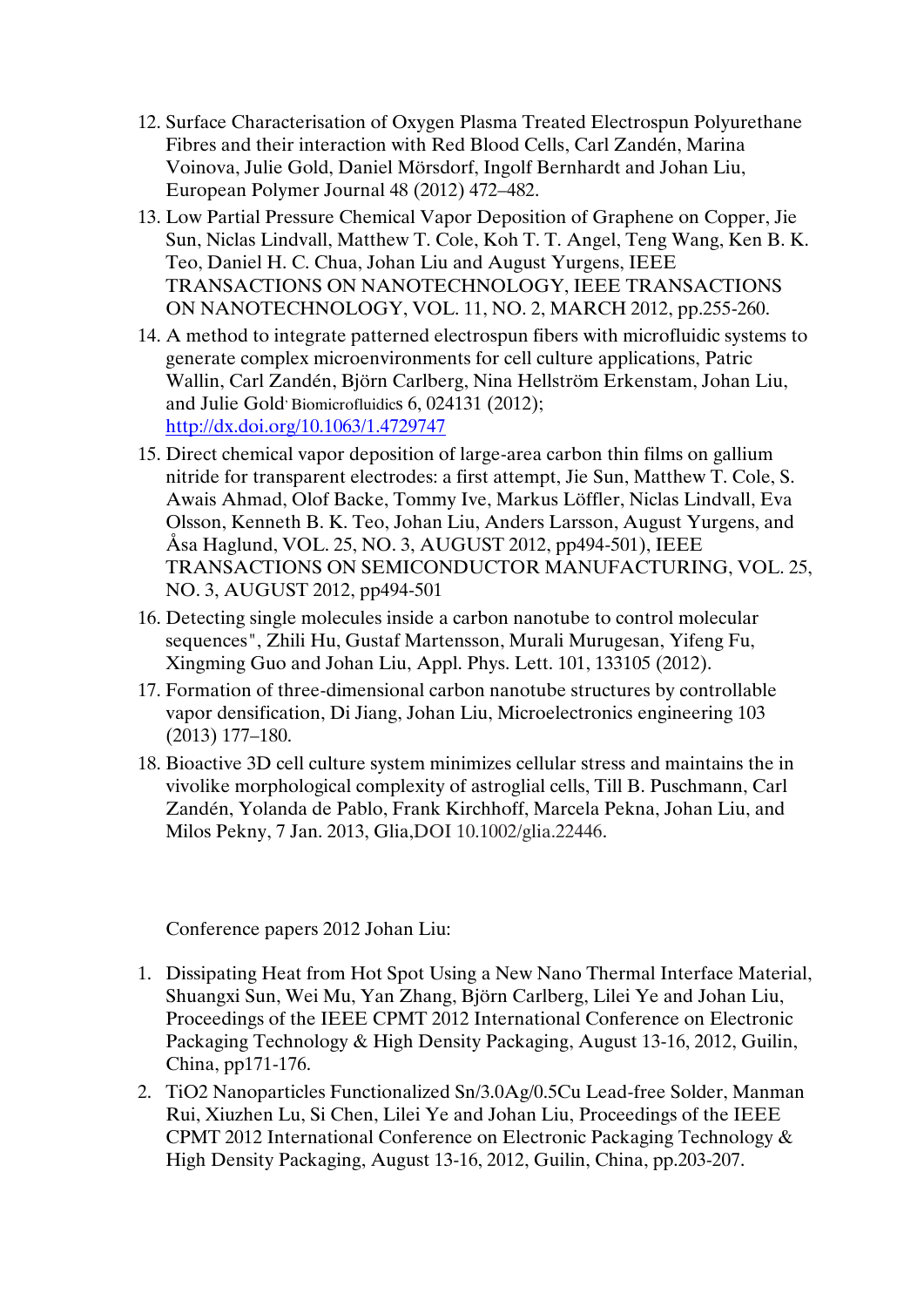12. Surface Characterisation of Oxygen Plasma Treated Electrospun Polyurethane Fibres and their interaction with Red Blood Cells, Carl Zandén, Marina Voinova, Julie Gold, Daniel Mörsdorf, Ingolf Bernhardt and Johan Liu, European Polymer Journal 48 (2012) 472–482.
13. Low Partial Pressure Chemical Vapor Deposition of Graphene on Copper, Jie Sun, Niclas Lindvall, Matthew T. Cole, Koh T. T. Angel, Teng Wang, Ken B. K. Teo, Daniel H. C. Chua, Johan Liu and August Yurgens, IEEE TRANSACTIONS ON NANOTECHNOLOGY, IEEE TRANSACTIONS ON NANOTECHNOLOGY, VOL. 11, NO. 2, MARCH 2012, pp.255-260.
14. A method to integrate patterned electrospun fibers with microfluidic systems to generate complex microenvironments for cell culture applications, Patric Wallin, Carl Zandén, Björn Carlberg, Nina Hellström Erkenstam, Johan Liu, and Julie Gold, Biomicrofluidics 6, 024131 (2012); http://dx.doi.org/10.1063/1.4729747
15. Direct chemical vapor deposition of large-area carbon thin films on gallium nitride for transparent electrodes: a first attempt, Jie Sun, Matthew T. Cole, S. Awais Ahmad, Olof Backe, Tommy Ive, Markus Löffler, Niclas Lindvall, Eva Olsson, Kenneth B. K. Teo, Johan Liu, Anders Larsson, August Yurgens, and Åsa Haglund, VOL. 25, NO. 3, AUGUST 2012, pp494-501), IEEE TRANSACTIONS ON SEMICONDUCTOR MANUFACTURING, VOL. 25, NO. 3, AUGUST 2012, pp494-501
16. Detecting single molecules inside a carbon nanotube to control molecular sequences", Zhili Hu, Gustaf Martensson, Murali Murugesan, Yifeng Fu, Xingming Guo and Johan Liu, Appl. Phys. Lett. 101, 133105 (2012).
17. Formation of three-dimensional carbon nanotube structures by controllable vapor densification, Di Jiang, Johan Liu, Microelectronics engineering 103 (2013) 177–180.
18. Bioactive 3D cell culture system minimizes cellular stress and maintains the in vivolike morphological complexity of astroglial cells, Till B. Puschmann, Carl Zandén, Yolanda de Pablo, Frank Kirchhoff, Marcela Pekna, Johan Liu, and Milos Pekny, 7 Jan. 2013, Glia,DOI 10.1002/glia.22446.

Conference papers 2012 Johan Liu:

1. Dissipating Heat from Hot Spot Using a New Nano Thermal Interface Material, Shuangxi Sun, Wei Mu, Yan Zhang, Björn Carlberg, Lilei Ye and Johan Liu, Proceedings of the IEEE CPMT 2012 International Conference on Electronic Packaging Technology & High Density Packaging, August 13-16, 2012, Guilin, China, pp171-176.
2. $TiO_2$ Nanoparticles Functionalized Sn/3.0Ag/0.5Cu Lead-free Solder, Manman Rui, Xiuzhen Lu, Si Chen, Lilei Ye and Johan Liu, Proceedings of the IEEE CPMT 2012 International Conference on Electronic Packaging Technology & High Density Packaging, August 13-16, 2012, Guilin, China, pp.203-207.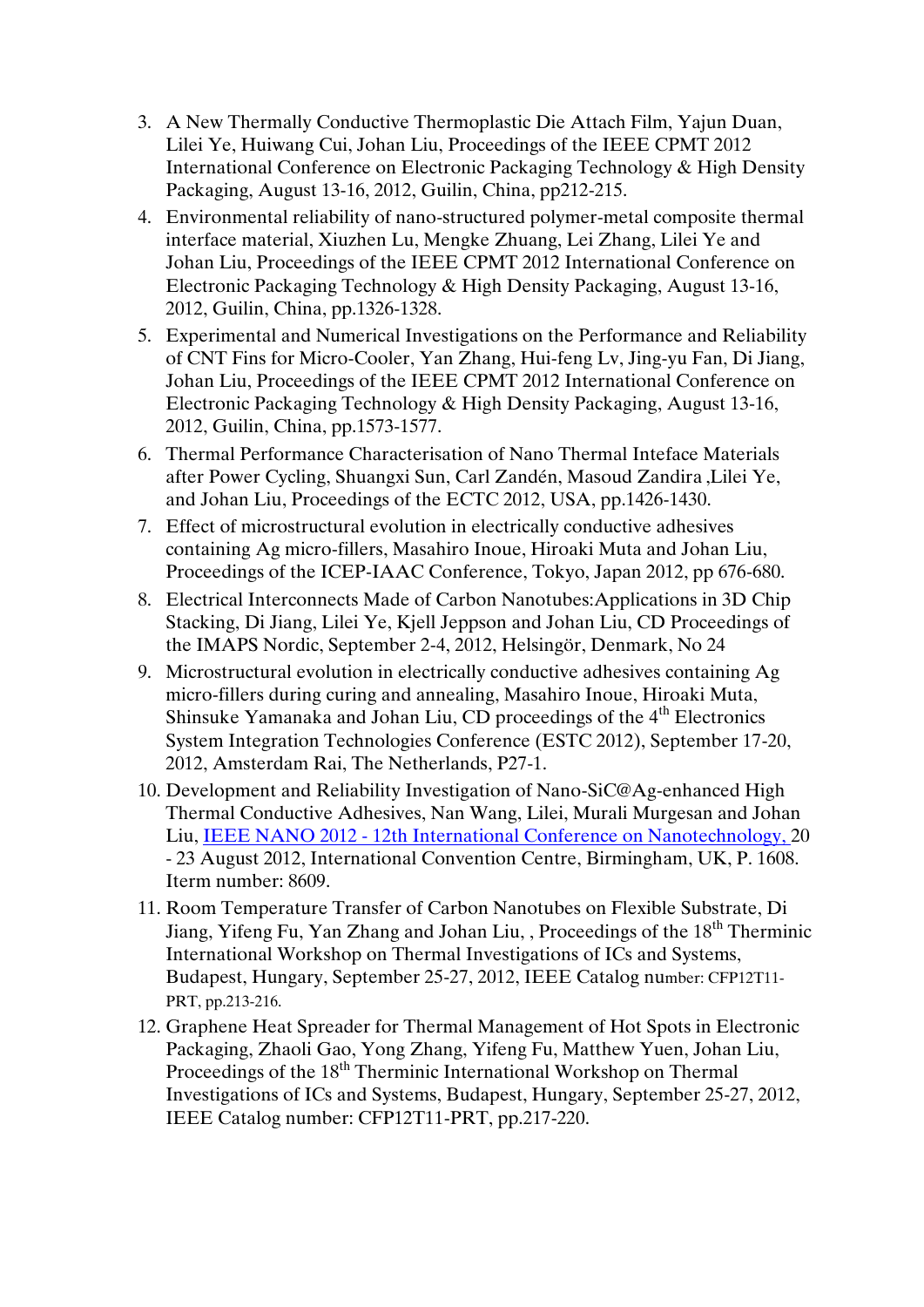3. A New Thermally Conductive Thermoplastic Die Attach Film, Yajun Duan, Lilei Ye, Huiwang Cui, Johan Liu, Proceedings of the IEEE CPMT 2012 International Conference on Electronic Packaging Technology & High Density Packaging, August 13-16, 2012, Guilin, China, pp212-215.
4. Environmental reliability of nano-structured polymer-metal composite thermal interface material, Xiuzhen Lu, Mengke Zhuang, Lei Zhang, Lilei Ye and Johan Liu, Proceedings of the IEEE CPMT 2012 International Conference on Electronic Packaging Technology & High Density Packaging, August 13-16, 2012, Guilin, China, pp.1326-1328.
5. Experimental and Numerical Investigations on the Performance and Reliability of CNT Fins for Micro-Cooler, Yan Zhang, Hui-feng Lv, Jing-yu Fan, Di Jiang, Johan Liu, Proceedings of the IEEE CPMT 2012 International Conference on Electronic Packaging Technology & High Density Packaging, August 13-16, 2012, Guilin, China, pp.1573-1577.
6. Thermal Performance Characterisation of Nano Thermal Inteface Materials after Power Cycling, Shuangxi Sun, Carl Zandén, Masoud Zandira ,Lilei Ye, and Johan Liu, Proceedings of the ECTC 2012, USA, pp.1426-1430.
7. Effect of microstructural evolution in electrically conductive adhesives containing Ag micro-fillers, Masahiro Inoue, Hiroaki Muta and Johan Liu, Proceedings of the ICEP-IAAC Conference, Tokyo, Japan 2012, pp 676-680.
8. Electrical Interconnects Made of Carbon Nanotubes:Applications in 3D Chip Stacking, Di Jiang, Lilei Ye, Kjell Jeppson and Johan Liu, CD Proceedings of the IMAPS Nordic, September 2-4, 2012, Helsingör, Denmark, No 24
9. Microstructural evolution in electrically conductive adhesives containing Ag micro-fillers during curing and annealing, Masahiro Inoue, Hiroaki Muta, Shinsuke Yamanaka and Johan Liu, CD proceedings of the 4th Electronics System Integration Technologies Conference (ESTC 2012), September 17-20, 2012, Amsterdam Rai, The Netherlands, P27-1.
10. Development and Reliability Investigation of Nano-SiC@Ag-enhanced High Thermal Conductive Adhesives, Nan Wang, Lilei, Murali Murgesan and Johan Liu, IEEE NANO 2012 - 12th International Conference on Nanotechnology, 20 - 23 August 2012, International Convention Centre, Birmingham, UK, P. 1608. Iterm number: 8609.
11. Room Temperature Transfer of Carbon Nanotubes on Flexible Substrate, Di Jiang, Yifeng Fu, Yan Zhang and Johan Liu, , Proceedings of the 18th Therminic International Workshop on Thermal Investigations of ICs and Systems, Budapest, Hungary, September 25-27, 2012, IEEE Catalog number: CFP12T11-PRT, pp.213-216.
12. Graphene Heat Spreader for Thermal Management of Hot Spots in Electronic Packaging, Zhaoli Gao, Yong Zhang, Yifeng Fu, Matthew Yuen, Johan Liu, Proceedings of the 18th Therminic International Workshop on Thermal Investigations of ICs and Systems, Budapest, Hungary, September 25-27, 2012, IEEE Catalog number: CFP12T11-PRT, pp.217-220.